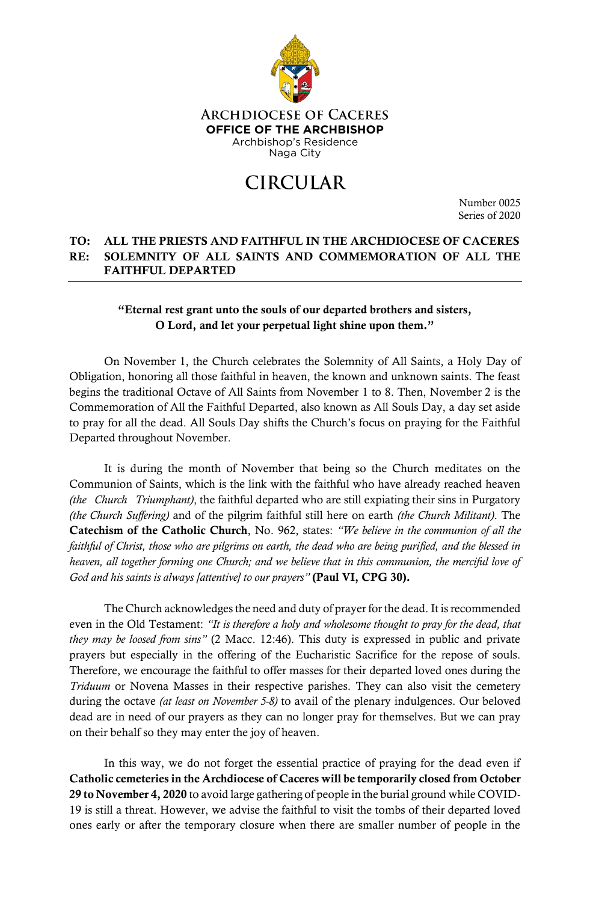ARCHDIOCESE OF CACERES
**OFFICE OF THE ARCHBISHOP**
Archbishop's Residence
Naga City

# CIRCULAR

Number 0025
Series of 2020

**TO: ALL THE PRIESTS AND FAITHFUL IN THE ARCHDIOCESE OF CACERES**
**RE: SOLEMNITY OF ALL SAINTS AND COMMEMORATION OF ALL THE FAITHFUL DEPARTED**

---

**"Eternal rest grant unto the souls of our departed brothers and sisters, O Lord, and let your perpetual light shine upon them."**

On November 1, the Church celebrates the Solemnity of All Saints, a Holy Day of Obligation, honoring all those faithful in heaven, the known and unknown saints. The feast begins the traditional Octave of All Saints from November 1 to 8. Then, November 2 is the Commemoration of All the Faithful Departed, also known as All Souls Day, a day set aside to pray for all the dead. All Souls Day shifts the Church's focus on praying for the Faithful Departed throughout November.

It is during the month of November that being so the Church meditates on the Communion of Saints, which is the link with the faithful who have already reached heaven *(the Church Triumphant)*, the faithful departed who are still expiating their sins in Purgatory *(the Church Suffering)* and of the pilgrim faithful still here on earth *(the Church Militant)*. The **Catechism of the Catholic Church**, No. 962, states: *"We believe in the communion of all the faithful of Christ, those who are pilgrims on earth, the dead who are being purified, and the blessed in heaven, all together forming one Church; and we believe that in this communion, the merciful love of God and his saints is always [attentive] to our prayers"* **(Paul VI, CPG 30).**

The Church acknowledges the need and duty of prayer for the dead. It is recommended even in the Old Testament: *"It is therefore a holy and wholesome thought to pray for the dead, that they may be loosed from sins"* (2 Macc. 12:46). This duty is expressed in public and private prayers but especially in the offering of the Eucharistic Sacrifice for the repose of souls. Therefore, we encourage the faithful to offer masses for their departed loved ones during the *Triduum* or Novena Masses in their respective parishes. They can also visit the cemetery during the octave *(at least on November 5-8)* to avail of the plenary indulgences. Our beloved dead are in need of our prayers as they can no longer pray for themselves. But we can pray on their behalf so they may enter the joy of heaven.

In this way, we do not forget the essential practice of praying for the dead even if **Catholic cemeteries in the Archdiocese of Caceres will be temporarily closed from October 29 to November 4, 2020** to avoid large gathering of people in the burial ground while COVID-19 is still a threat. However, we advise the faithful to visit the tombs of their departed loved ones early or after the temporary closure when there are smaller number of people in the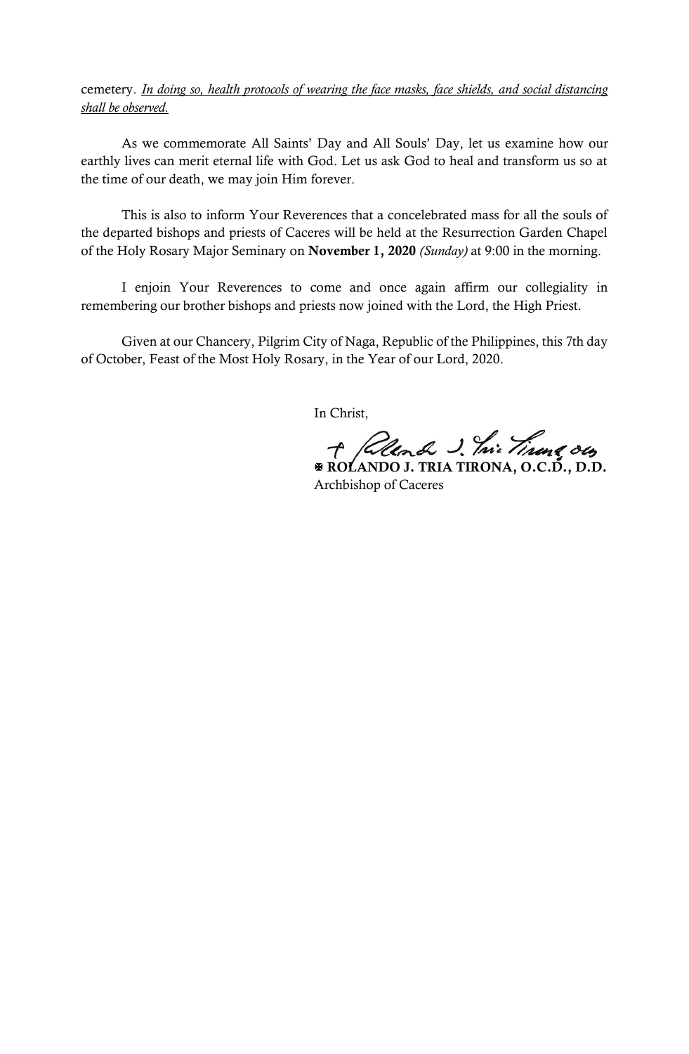cemetery. *In doing so, health protocols of wearing the face masks, face shields, and social distancing shall be observed.*

As we commemorate All Saints' Day and All Souls' Day, let us examine how our earthly lives can merit eternal life with God. Let us ask God to heal and transform us so at the time of our death, we may join Him forever.

This is also to inform Your Reverences that a concelebrated mass for all the souls of the departed bishops and priests of Caceres will be held at the Resurrection Garden Chapel of the Holy Rosary Major Seminary on **November 1, 2020** *(Sunday)* at 9:00 in the morning.

I enjoin Your Reverences to come and once again affirm our collegiality in remembering our brother bishops and priests now joined with the Lord, the High Priest.

Given at our Chancery, Pilgrim City of Naga, Republic of the Philippines, this 7th day of October, Feast of the Most Holy Rosary, in the Year of our Lord, 2020.

In Christ,

**✠ ROLANDO J. TRIA TIRONA, O.C.D., D.D.**
Archbishop of Caceres